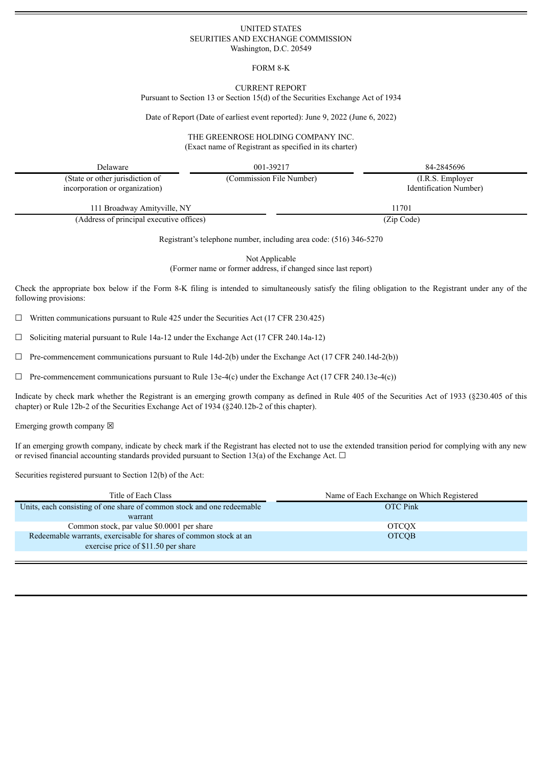UNITED STATES
SEURITIES AND EXCHANGE COMMISSION
Washington, D.C. 20549

FORM 8-K

CURRENT REPORT
Pursuant to Section 13 or Section 15(d) of the Securities Exchange Act of 1934

Date of Report (Date of earliest event reported): June 9, 2022 (June 6, 2022)

THE GREENROSE HOLDING COMPANY INC.
(Exact name of Registrant as specified in its charter)

| Delaware | 001-39217 | 84-2845696 |
|---|---|---|
| (State or other jurisdiction of incorporation or organization) | (Commission File Number) | (I.R.S. Employer Identification Number) |

| 111 Broadway Amityville, NY | 11701 |
|---|---|
| (Address of principal executive offices) | (Zip Code) |

Registrant's telephone number, including area code: (516) 346-5270

Not Applicable
(Former name or former address, if changed since last report)

Check the appropriate box below if the Form 8-K filing is intended to simultaneously satisfy the filing obligation to the Registrant under any of the following provisions:

☐ Written communications pursuant to Rule 425 under the Securities Act (17 CFR 230.425)

☐ Soliciting material pursuant to Rule 14a-12 under the Exchange Act (17 CFR 240.14a-12)

☐ Pre-commencement communications pursuant to Rule 14d-2(b) under the Exchange Act (17 CFR 240.14d-2(b))

☐ Pre-commencement communications pursuant to Rule 13e-4(c) under the Exchange Act (17 CFR 240.13e-4(c))

Indicate by check mark whether the Registrant is an emerging growth company as defined in Rule 405 of the Securities Act of 1933 (§230.405 of this chapter) or Rule 12b-2 of the Securities Exchange Act of 1934 (§240.12b-2 of this chapter).

Emerging growth company ☒

If an emerging growth company, indicate by check mark if the Registrant has elected not to use the extended transition period for complying with any new or revised financial accounting standards provided pursuant to Section 13(a) of the Exchange Act. ☐

Securities registered pursuant to Section 12(b) of the Act:

| Title of Each Class | Name of Each Exchange on Which Registered |
|---|---|
| Units, each consisting of one share of common stock and one redeemable warrant | OTC Pink |
| Common stock, par value $0.0001 per share | OTCQX |
| Redeemable warrants, exercisable for shares of common stock at an exercise price of $11.50 per share | OTCQB |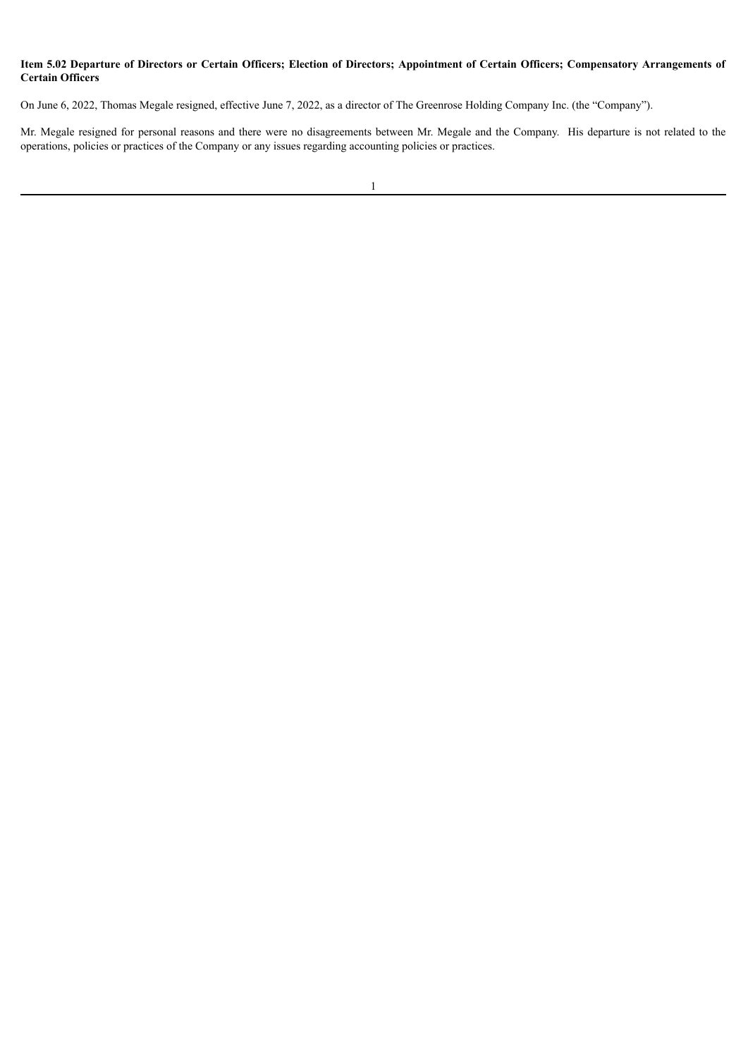**Item 5.02 Departure of Directors or Certain Officers; Election of Directors; Appointment of Certain Officers; Compensatory Arrangements of Certain Officers**

On June 6, 2022, Thomas Megale resigned, effective June 7, 2022, as a director of The Greenrose Holding Company Inc. (the "Company").

Mr. Megale resigned for personal reasons and there were no disagreements between Mr. Megale and the Company. His departure is not related to the operations, policies or practices of the Company or any issues regarding accounting policies or practices.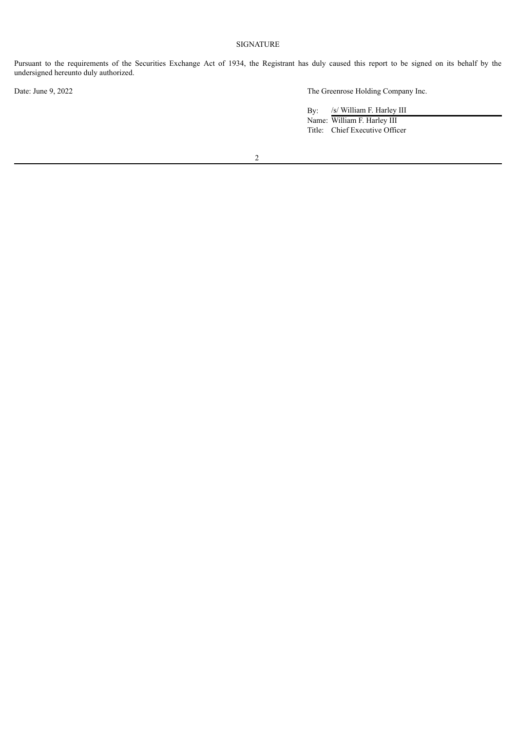## SIGNATURE

Pursuant to the requirements of the Securities Exchange Act of 1934, the Registrant has duly caused this report to be signed on its behalf by the undersigned hereunto duly authorized.

Date: June 9, 2022

The Greenrose Holding Company Inc.

By: /s/ William F. Harley III
Name: William F. Harley III
Title: Chief Executive Officer